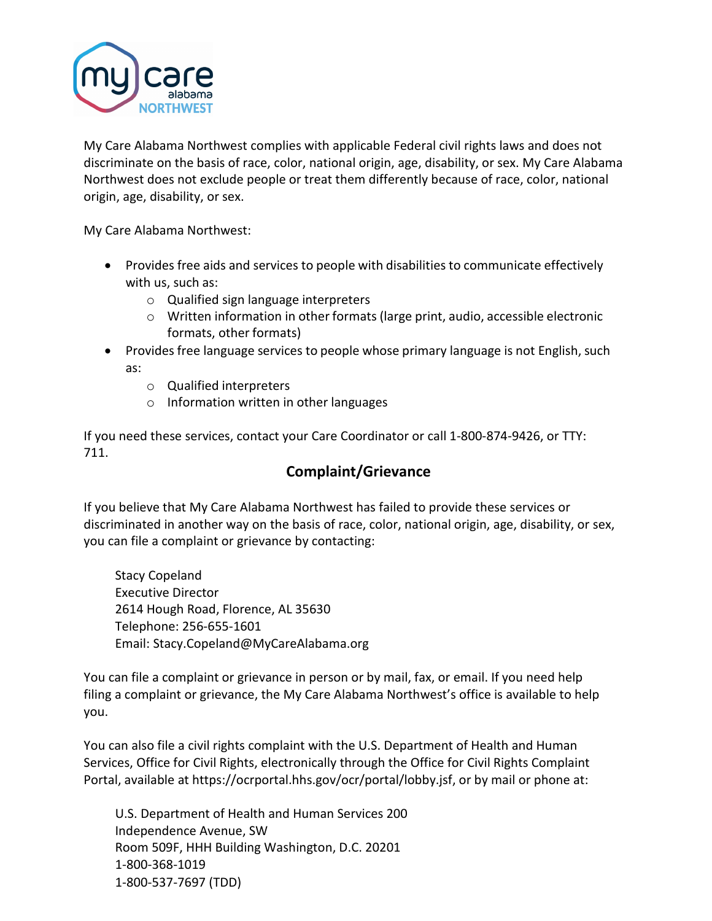My Care Alabama Northwest complies with applicable Federal civil rights laws and does not discriminate on the basis of race, color, national origin, age, disability, or sex. My Care Alabama Northwest does not exclude people or treat them differently because of race, color, national origin, age, disability, or sex.

My Care Alabama Northwest:

- Provides free aids and services to people with disabilities to communicate effectively with us, such as:
  - Qualified sign language interpreters
  - Written information in other formats (large print, audio, accessible electronic formats, other formats)
- Provides free language services to people whose primary language is not English, such as:
  - Qualified interpreters
  - Information written in other languages

If you need these services, contact your Care Coordinator or call 1-800-874-9426, or TTY: 711.

## Complaint/Grievance

If you believe that My Care Alabama Northwest has failed to provide these services or discriminated in another way on the basis of race, color, national origin, age, disability, or sex, you can file a complaint or grievance by contacting:

Stacy Copeland
Executive Director
2614 Hough Road, Florence, AL 35630
Telephone: 256-655-1601
Email: Stacy.Copeland@MyCareAlabama.org

You can file a complaint or grievance in person or by mail, fax, or email. If you need help filing a complaint or grievance, the My Care Alabama Northwest's office is available to help you.

You can also file a civil rights complaint with the U.S. Department of Health and Human Services, Office for Civil Rights, electronically through the Office for Civil Rights Complaint Portal, available at https://ocrportal.hhs.gov/ocr/portal/lobby.jsf, or by mail or phone at:

U.S. Department of Health and Human Services 200
Independence Avenue, SW
Room 509F, HHH Building Washington, D.C. 20201
1-800-368-1019
1-800-537-7697 (TDD)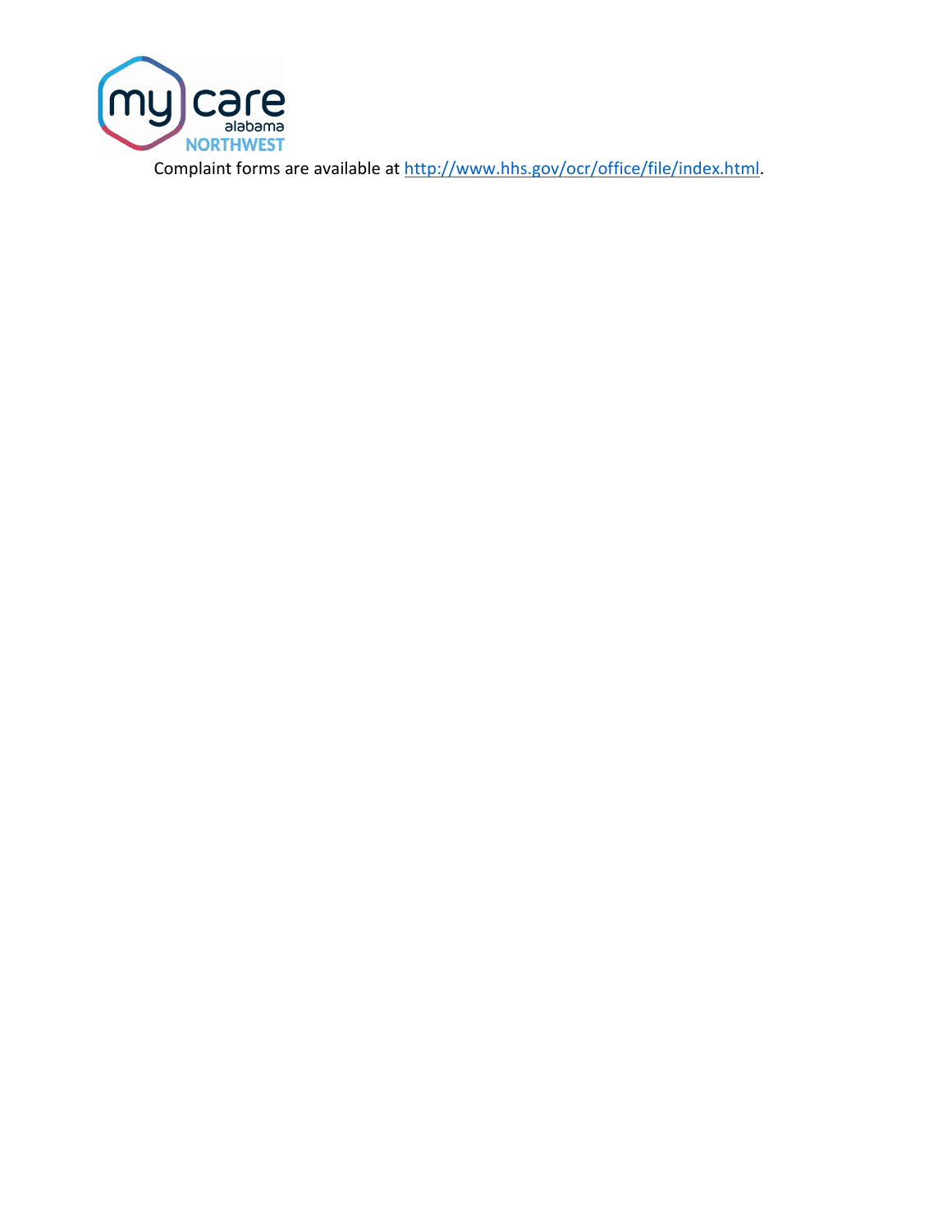Complaint forms are available at [http://www.hhs.gov/ocr/office/file/index.html](http://www.hhs.gov/ocr/office/file/index.html).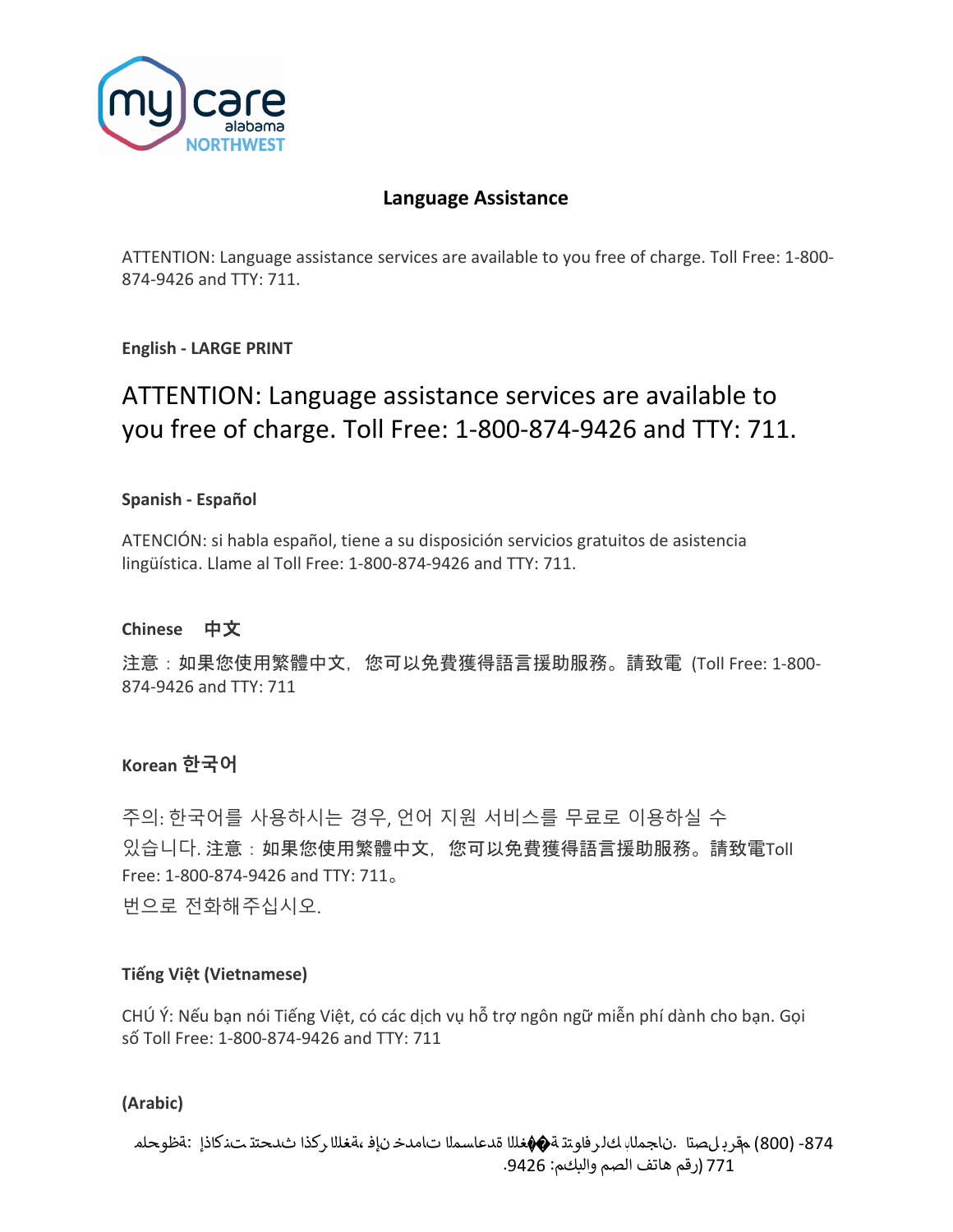my care alabama NORTHWEST

## Language Assistance

ATTENTION: Language assistance services are available to you free of charge. Toll Free: 1-800-874-9426 and TTY: 711.

**English - LARGE PRINT**

### ATTENTION: Language assistance services are available to you free of charge. Toll Free: 1-800-874-9426 and TTY: 711.

**Spanish - Español**

ATENCIÓN: si habla español, tiene a su disposición servicios gratuitos de asistencia lingüística. Llame al Toll Free: 1-800-874-9426 and TTY: 711.

**Chinese 中文**

注意：如果您使用繁體中文，您可以免費獲得語言援助服務。請致電 (Toll Free: 1-800-874-9426 and TTY: 711

**Korean 한국어**

주의: 한국어를 사용하시는 경우, 언어 지원 서비스를 무료로 이용하실 수 있습니다. 注意：如果您使用繁體中文，您可以免費獲得語言援助服務。請致電Toll Free: 1-800-874-9426 and TTY: 711。
번으로 전화해주십시오.

**Tiếng Việt (Vietnamese)**

CHÚ Ý: Nếu bạn nói Tiếng Việt, có các dịch vụ hỗ trợ ngôn ngữ miễn phí dành cho bạn. Gọi số Toll Free: 1-800-874-9426 and TTY: 711

**(Arabic)**

ملحوظة: إذا كنت تتحدث اذكر اللغة، فإن خدمات المساعدة اللغوية تتوافر لك بالمجان. اتصل برقم (800) -874
771 (رقم هاتف الصم والبكم: 9426.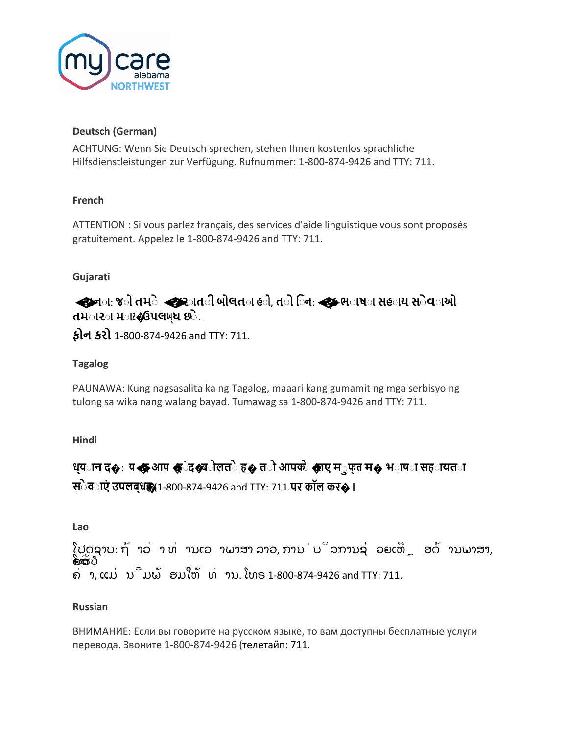#### Deutsch (German)

ACHTUNG: Wenn Sie Deutsch sprechen, stehen Ihnen kostenlos sprachliche Hilfsdienstleistungen zur Verfügung. Rufnummer: 1-800-874-9426 and TTY: 711.

#### French

ATTENTION : Si vous parlez français, des services d'aide linguistique vous sont proposés gratuitement. Appelez le 1-800-874-9426 and TTY: 711.

#### Gujarati

**સુચના: જો તમે ગુજરાતી બોલતા હો, તો નિ:શુલ્ક ભાષા સહાય સેવાઓ તમારા માટે ઉપલબ્ધ છે.**
**ફોન કરો** 1-800-874-9426 and TTY: 711.

#### Tagalog

PAUNAWA: Kung nagsasalita ka ng Tagalog, maaari kang gumamit ng mga serbisyo ng tulong sa wika nang walang bayad. Tumawag sa 1-800-874-9426 and TTY: 711.

#### Hindi

**ध्यान दें: यदि आप हिंदी बोलते हैं तो आपके लिए मुफ्त में भाषा सहायता सेवाएं उपलब्ध हैं।** 1-800-874-9426 and TTY: 711.**पर कॉल करें।**

#### Lao

ໂປດຊາບ: ຖ້າວ່າ ທ່ານເວົ້າພາສາ ລາວ, ການບໍລິການຊ່ວຍເຫຼືອດ້ານພາສາ, ໂດຍບໍ່ເສັຽຄ່າ, ແມ່ນມີພ້ອມໃຫ້ທ່ານ. ໂທຣ 1-800-874-9426 and TTY: 711.

#### Russian

ВНИМАНИЕ: Если вы говорите на русском языке, то вам доступны бесплатные услуги перевода. Звоните 1-800-874-9426 (телетайп: 711.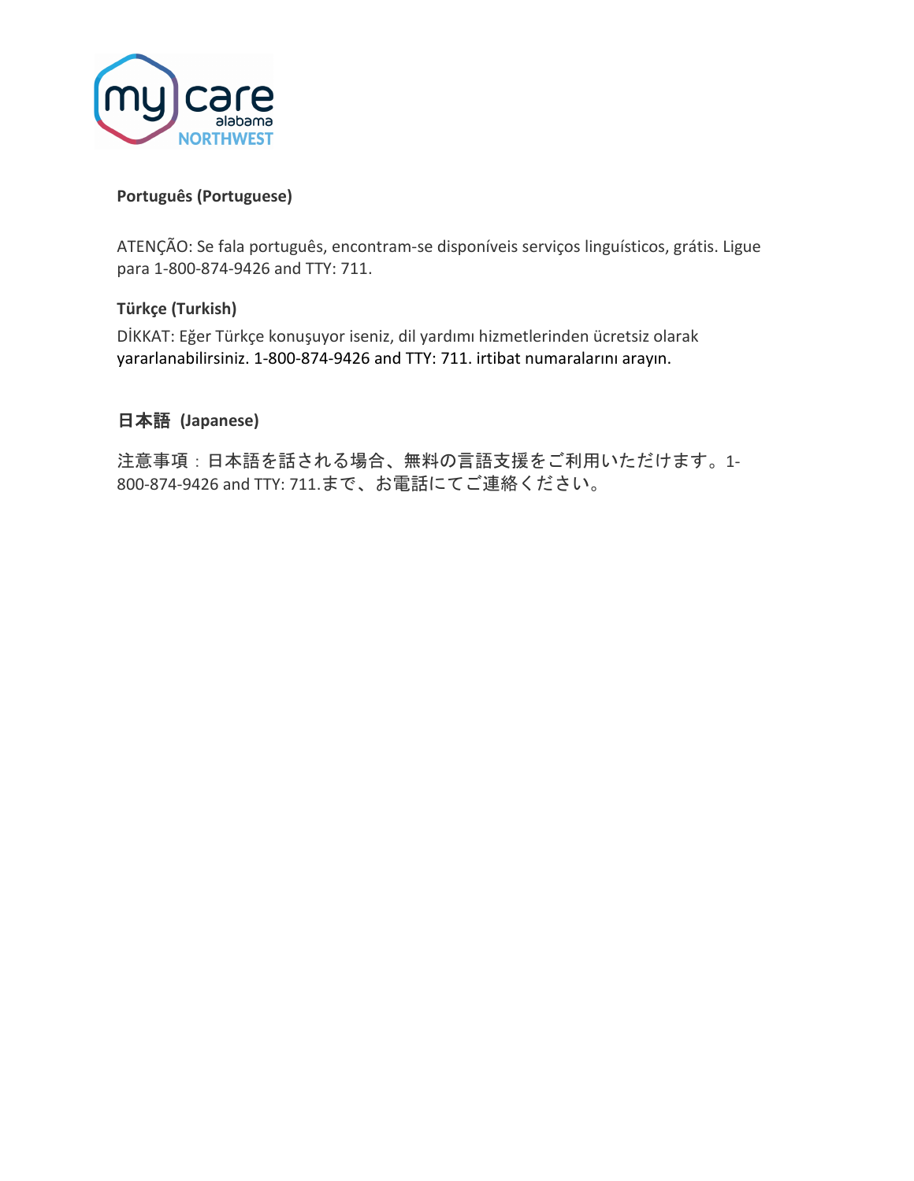**Português (Portuguese)**

ATENÇÃO: Se fala português, encontram-se disponíveis serviços linguísticos, grátis. Ligue para 1-800-874-9426 and TTY: 711.

**Türkçe (Turkish)**

DİKKAT: Eğer Türkçe konuşuyor iseniz, dil yardımı hizmetlerinden ücretsiz olarak yararlanabilirsiniz. 1-800-874-9426 and TTY: 711. irtibat numaralarını arayın.

**日本語 (Japanese)**

注意事項：日本語を話される場合、無料の言語支援をご利用いただけます。1-800-874-9426 and TTY: 711.まで、お電話にてご連絡ください。